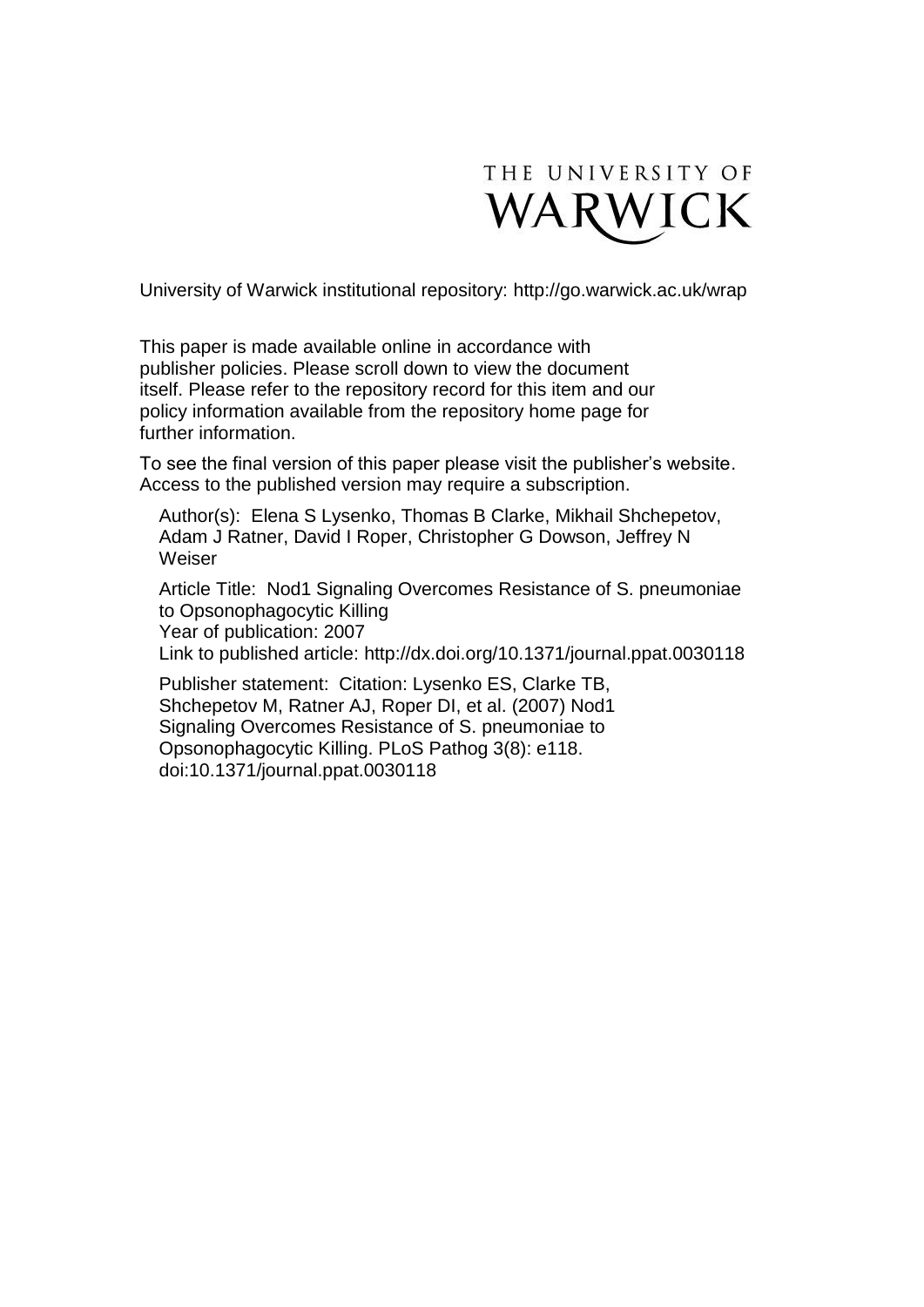THE UNIVERSITY OF WARWICK

University of Warwick institutional repository: http://go.warwick.ac.uk/wrap

This paper is made available online in accordance with publisher policies. Please scroll down to view the document itself. Please refer to the repository record for this item and our policy information available from the repository home page for further information.

To see the final version of this paper please visit the publisher's website. Access to the published version may require a subscription.

Author(s): Elena S Lysenko, Thomas B Clarke, Mikhail Shchepetov, Adam J Ratner, David I Roper, Christopher G Dowson, Jeffrey N Weiser

Article Title: Nod1 Signaling Overcomes Resistance of S. pneumoniae to Opsonophagocytic Killing

Year of publication: 2007

Link to published article: http://dx.doi.org/10.1371/journal.ppat.0030118

Publisher statement: Citation: Lysenko ES, Clarke TB, Shchepetov M, Ratner AJ, Roper DI, et al. (2007) Nod1 Signaling Overcomes Resistance of S. pneumoniae to Opsonophagocytic Killing. PLoS Pathog 3(8): e118. doi:10.1371/journal.ppat.0030118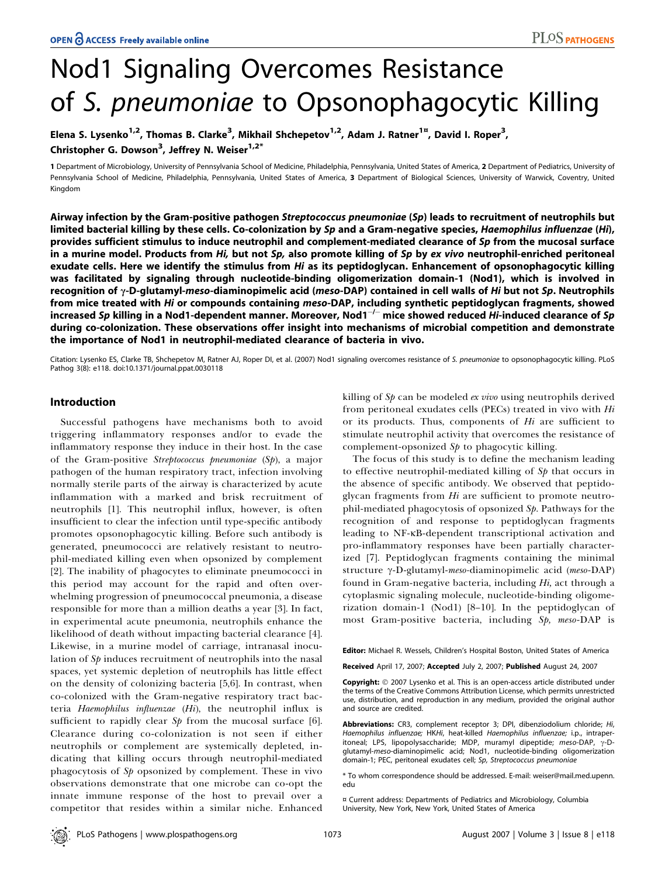# Nod1 Signaling Overcomes Resistance of *S. pneumoniae* to Opsonophagocytic Killing

Elena S. Lysenko[1,2], Thomas B. Clarke[3], Mikhail Shchepetov[1,2], Adam J. Ratner[1¤], David I. Roper[3], Christopher G. Dowson[3], Jeffrey N. Weiser[1,2*]

[1] Department of Microbiology, University of Pennsylvania School of Medicine, Philadelphia, Pennsylvania, United States of America, [2] Department of Pediatrics, University of Pennsylvania School of Medicine, Philadelphia, Pennsylvania, United States of America, [3] Department of Biological Sciences, University of Warwick, Coventry, United Kingdom

**Airway infection by the Gram-positive pathogen *Streptococcus pneumoniae* (*Sp*) leads to recruitment of neutrophils but limited bacterial killing by these cells. Co-colonization by *Sp* and a Gram-negative species, *Haemophilus influenzae* (*Hi*), provides sufficient stimulus to induce neutrophil and complement-mediated clearance of *Sp* from the mucosal surface in a murine model. Products from *Hi*, but not *Sp*, also promote killing of *Sp* by *ex vivo* neutrophil-enriched peritoneal exudate cells. Here we identify the stimulus from *Hi* as its peptidoglycan. Enhancement of opsonophagocytic killing was facilitated by signaling through nucleotide-binding oligomerization domain-1 (Nod1), which is involved in recognition of γ-D-glutamyl-*meso*-diaminopimelic acid (*meso*-DAP) contained in cell walls of *Hi* but not *Sp*. Neutrophils from mice treated with *Hi* or compounds containing *meso*-DAP, including synthetic peptidoglycan fragments, showed increased *Sp* killing in a Nod1-dependent manner. Moreover, Nod1$^{-/-}$ mice showed reduced *Hi*-induced clearance of *Sp* during co-colonization. These observations offer insight into mechanisms of microbial competition and demonstrate the importance of Nod1 in neutrophil-mediated clearance of bacteria in vivo.**

Citation: Lysenko ES, Clarke TB, Shchepetov M, Ratner AJ, Roper DI, et al. (2007) Nod1 signaling overcomes resistance of *S. pneumoniae* to opsonophagocytic killing. PLoS Pathog 3(8): e118. doi:10.1371/journal.ppat.0030118

## Introduction

Successful pathogens have mechanisms both to avoid triggering inflammatory responses and/or to evade the inflammatory response they induce in their host. In the case of the Gram-positive *Streptococcus pneumoniae* (*Sp*), a major pathogen of the human respiratory tract, infection involving normally sterile parts of the airway is characterized by acute inflammation with a marked and brisk recruitment of neutrophils [1]. This neutrophil influx, however, is often insufficient to clear the infection until type-specific antibody promotes opsonophagocytic killing. Before such antibody is generated, pneumococci are relatively resistant to neutrophil-mediated killing even when opsonized by complement [2]. The inability of phagocytes to eliminate pneumococci in this period may account for the rapid and often overwhelming progression of pneumococcal pneumonia, a disease responsible for more than a million deaths a year [3]. In fact, in experimental acute pneumonia, neutrophils enhance the likelihood of death without impacting bacterial clearance [4]. Likewise, in a murine model of carriage, intranasal inoculation of *Sp* induces recruitment of neutrophils into the nasal spaces, yet systemic depletion of neutrophils has little effect on the density of colonizing bacteria [5,6]. In contrast, when co-colonized with the Gram-negative respiratory tract bacteria *Haemophilus influenzae* (*Hi*), the neutrophil influx is sufficient to rapidly clear *Sp* from the mucosal surface [6]. Clearance during co-colonization is not seen if either neutrophils or complement are systemically depleted, indicating that killing occurs through neutrophil-mediated phagocytosis of *Sp* opsonized by complement. These in vivo observations demonstrate that one microbe can co-opt the innate immune response of the host to prevail over a competitor that resides within a similar niche. Enhanced killing of *Sp* can be modeled *ex vivo* using neutrophils derived from peritoneal exudates cells (PECs) treated in vivo with *Hi* or its products. Thus, components of *Hi* are sufficient to stimulate neutrophil activity that overcomes the resistance of complement-opsonized *Sp* to phagocytic killing.

The focus of this study is to define the mechanism leading to effective neutrophil-mediated killing of *Sp* that occurs in the absence of specific antibody. We observed that peptidoglycan fragments from *Hi* are sufficient to promote neutrophil-mediated phagocytosis of opsonized *Sp*. Pathways for the recognition of and response to peptidoglycan fragments leading to NF-κB-dependent transcriptional activation and pro-inflammatory responses have been partially characterized [7]. Peptidoglycan fragments containing the minimal structure γ-D-glutamyl-*meso*-diaminopimelic acid (*meso*-DAP) found in Gram-negative bacteria, including *Hi*, act through a cytoplasmic signaling molecule, nucleotide-binding oligomerization domain-1 (Nod1) [8–10]. In the peptidoglycan of most Gram-positive bacteria, including *Sp*, *meso*-DAP is

**Editor:** Michael R. Wessels, Children's Hospital Boston, United States of America

**Received** April 17, 2007; **Accepted** July 2, 2007; **Published** August 24, 2007

**Copyright:** © 2007 Lysenko et al. This is an open-access article distributed under the terms of the Creative Commons Attribution License, which permits unrestricted use, distribution, and reproduction in any medium, provided the original author and source are credited.

**Abbreviations:** CR3, complement receptor 3; DPI, dibenziodolium chloride; *Hi*, *Haemophilus influenzae;* HKHi, heat-killed *Haemophilus influenzae;* i.p., intraperitoneal; LPS, lipopolysaccharide; MDP, muramyl dipeptide; *meso*-DAP, γ-D-glutamyl-*meso*-diaminopimelic acid; Nod1, nucleotide-binding oligomerization domain-1; PEC, peritoneal exudates cell; *Sp*, *Streptococcus pneumoniae*

\* To whom correspondence should be addressed. E-mail: weiser@mail.med.upenn.edu

¤ Current address: Departments of Pediatrics and Microbiology, Columbia University, New York, New York, United States of America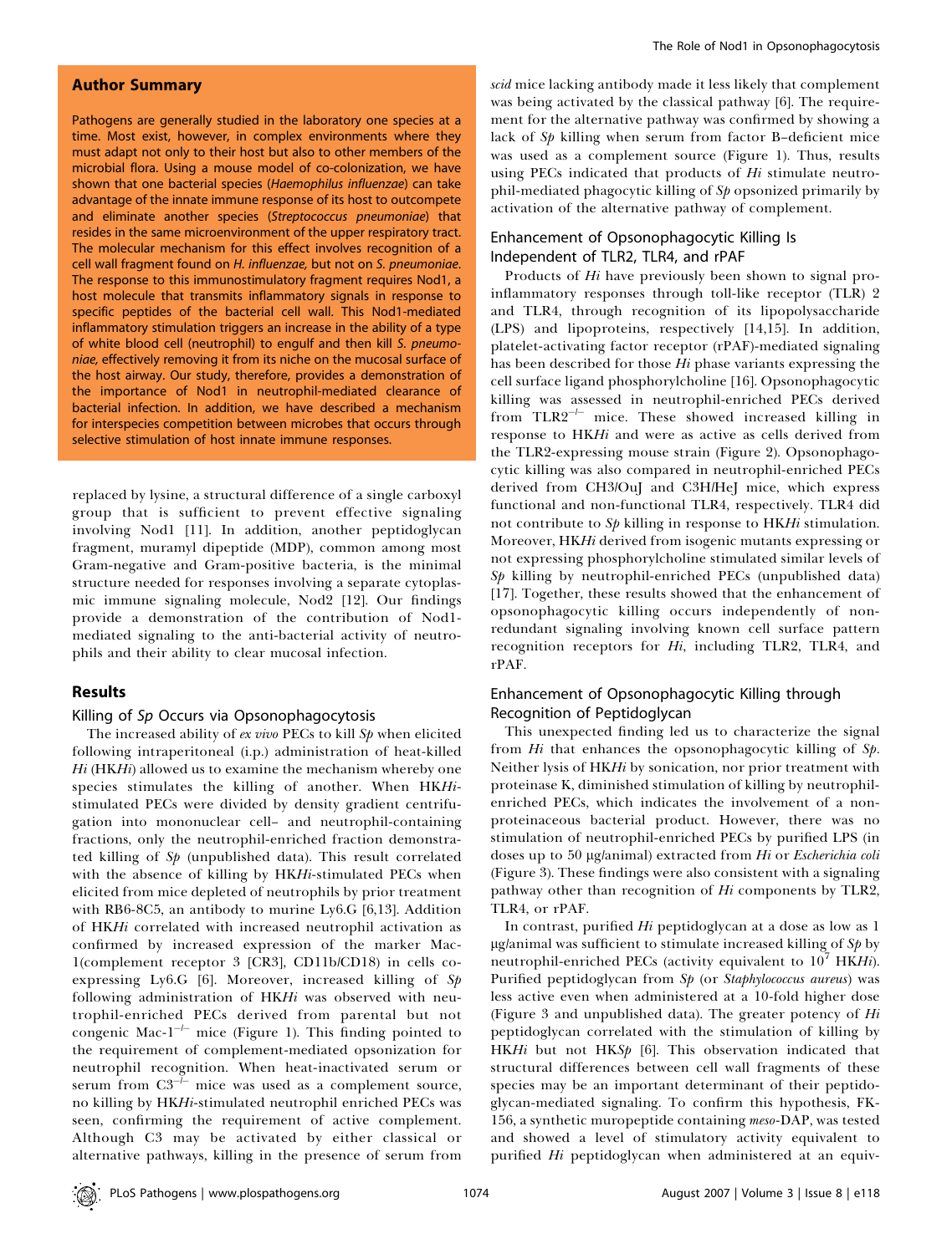## Author Summary

Pathogens are generally studied in the laboratory one species at a time. Most exist, however, in complex environments where they must adapt not only to their host but also to other members of the microbial flora. Using a mouse model of co-colonization, we have shown that one bacterial species (*Haemophilus influenzae*) can take advantage of the innate immune response of its host to outcompete and eliminate another species (*Streptococcus pneumoniae*) that resides in the same microenvironment of the upper respiratory tract. The molecular mechanism for this effect involves recognition of a cell wall fragment found on *H. influenzae,* but not on *S. pneumoniae.* The response to this immunostimulatory fragment requires Nod1, a host molecule that transmits inflammatory signals in response to specific peptides of the bacterial cell wall. This Nod1-mediated inflammatory stimulation triggers an increase in the ability of a type of white blood cell (neutrophil) to engulf and then kill *S. pneumoniae,* effectively removing it from its niche on the mucosal surface of the host airway. Our study, therefore, provides a demonstration of the importance of Nod1 in neutrophil-mediated clearance of bacterial infection. In addition, we have described a mechanism for interspecies competition between microbes that occurs through selective stimulation of host innate immune responses.

replaced by lysine, a structural difference of a single carboxyl group that is sufficient to prevent effective signaling involving Nod1 [11]. In addition, another peptidoglycan fragment, muramyl dipeptide (MDP), common among most Gram-negative and Gram-positive bacteria, is the minimal structure needed for responses involving a separate cytoplasmic immune signaling molecule, Nod2 [12]. Our findings provide a demonstration of the contribution of Nod1-mediated signaling to the anti-bacterial activity of neutrophils and their ability to clear mucosal infection.

## Results

### Killing of *Sp* Occurs via Opsonophagocytosis

The increased ability of *ex vivo* PECs to kill *Sp* when elicited following intraperitoneal (i.p.) administration of heat-killed *Hi* (HK*Hi*) allowed us to examine the mechanism whereby one species stimulates the killing of another. When HK*Hi*-stimulated PECs were divided by density gradient centrifugation into mononuclear cell– and neutrophil-containing fractions, only the neutrophil-enriched fraction demonstrated killing of *Sp* (unpublished data). This result correlated with the absence of killing by HK*Hi*-stimulated PECs when elicited from mice depleted of neutrophils by prior treatment with RB6-8C5, an antibody to murine Ly6.G [6,13]. Addition of HK*Hi* correlated with increased neutrophil activation as confirmed by increased expression of the marker Mac-1(complement receptor 3 [CR3], CD11b/CD18) in cells co-expressing Ly6.G [6]. Moreover, increased killing of *Sp* following administration of HK*Hi* was observed with neutrophil-enriched PECs derived from parental but not congenic Mac-$1^{-/-}$ mice (Figure 1). This finding pointed to the requirement of complement-mediated opsonization for neutrophil recognition. When heat-inactivated serum or serum from $C3^{-/-}$ mice was used as a complement source, no killing by HK*Hi*-stimulated neutrophil enriched PECs was seen, confirming the requirement of active complement. Although C3 may be activated by either classical or alternative pathways, killing in the presence of serum from *scid* mice lacking antibody made it less likely that complement was being activated by the classical pathway [6]. The requirement for the alternative pathway was confirmed by showing a lack of *Sp* killing when serum from factor B–deficient mice was used as a complement source (Figure 1). Thus, results using PECs indicated that products of *Hi* stimulate neutrophil-mediated phagocytic killing of *Sp* opsonized primarily by activation of the alternative pathway of complement.

### Enhancement of Opsonophagocytic Killing Is Independent of TLR2, TLR4, and rPAF

Products of *Hi* have previously been shown to signal pro-inflammatory responses through toll-like receptor (TLR) 2 and TLR4, through recognition of its lipopolysaccharide (LPS) and lipoproteins, respectively [14,15]. In addition, platelet-activating factor receptor (rPAF)-mediated signaling has been described for those *Hi* phase variants expressing the cell surface ligand phosphorylcholine [16]. Opsonophagocytic killing was assessed in neutrophil-enriched PECs derived from $TLR2^{-/-}$ mice. These showed increased killing in response to HK*Hi* and were as active as cells derived from the TLR2-expressing mouse strain (Figure 2). Opsonophagocytic killing was also compared in neutrophil-enriched PECs derived from CH3/OuJ and C3H/HeJ mice, which express functional and non-functional TLR4, respectively. TLR4 did not contribute to *Sp* killing in response to HK*Hi* stimulation. Moreover, HK*Hi* derived from isogenic mutants expressing or not expressing phosphorylcholine stimulated similar levels of *Sp* killing by neutrophil-enriched PECs (unpublished data) [17]. Together, these results showed that the enhancement of opsonophagocytic killing occurs independently of non-redundant signaling involving known cell surface pattern recognition receptors for *Hi*, including TLR2, TLR4, and rPAF.

### Enhancement of Opsonophagocytic Killing through Recognition of Peptidoglycan

This unexpected finding led us to characterize the signal from *Hi* that enhances the opsonophagocytic killing of *Sp*. Neither lysis of HK*Hi* by sonication, nor prior treatment with proteinase K, diminished stimulation of killing by neutrophil-enriched PECs, which indicates the involvement of a non-proteinaceous bacterial product. However, there was no stimulation of neutrophil-enriched PECs by purified LPS (in doses up to 50 μg/animal) extracted from *Hi* or *Escherichia coli* (Figure 3). These findings were also consistent with a signaling pathway other than recognition of *Hi* components by TLR2, TLR4, or rPAF.

In contrast, purified *Hi* peptidoglycan at a dose as low as 1 μg/animal was sufficient to stimulate increased killing of *Sp* by neutrophil-enriched PECs (activity equivalent to $10^7$ HK*Hi*). Purified peptidoglycan from *Sp* (or *Staphylococcus aureus*) was less active even when administered at a 10-fold higher dose (Figure 3 and unpublished data). The greater potency of *Hi* peptidoglycan correlated with the stimulation of killing by HK*Hi* but not HK*Sp* [6]. This observation indicated that structural differences between cell wall fragments of these species may be an important determinant of their peptidoglycan-mediated signaling. To confirm this hypothesis, FK-156, a synthetic muropeptide containing *meso*-DAP, was tested and showed a level of stimulatory activity equivalent to purified *Hi* peptidoglycan when administered at an equiv-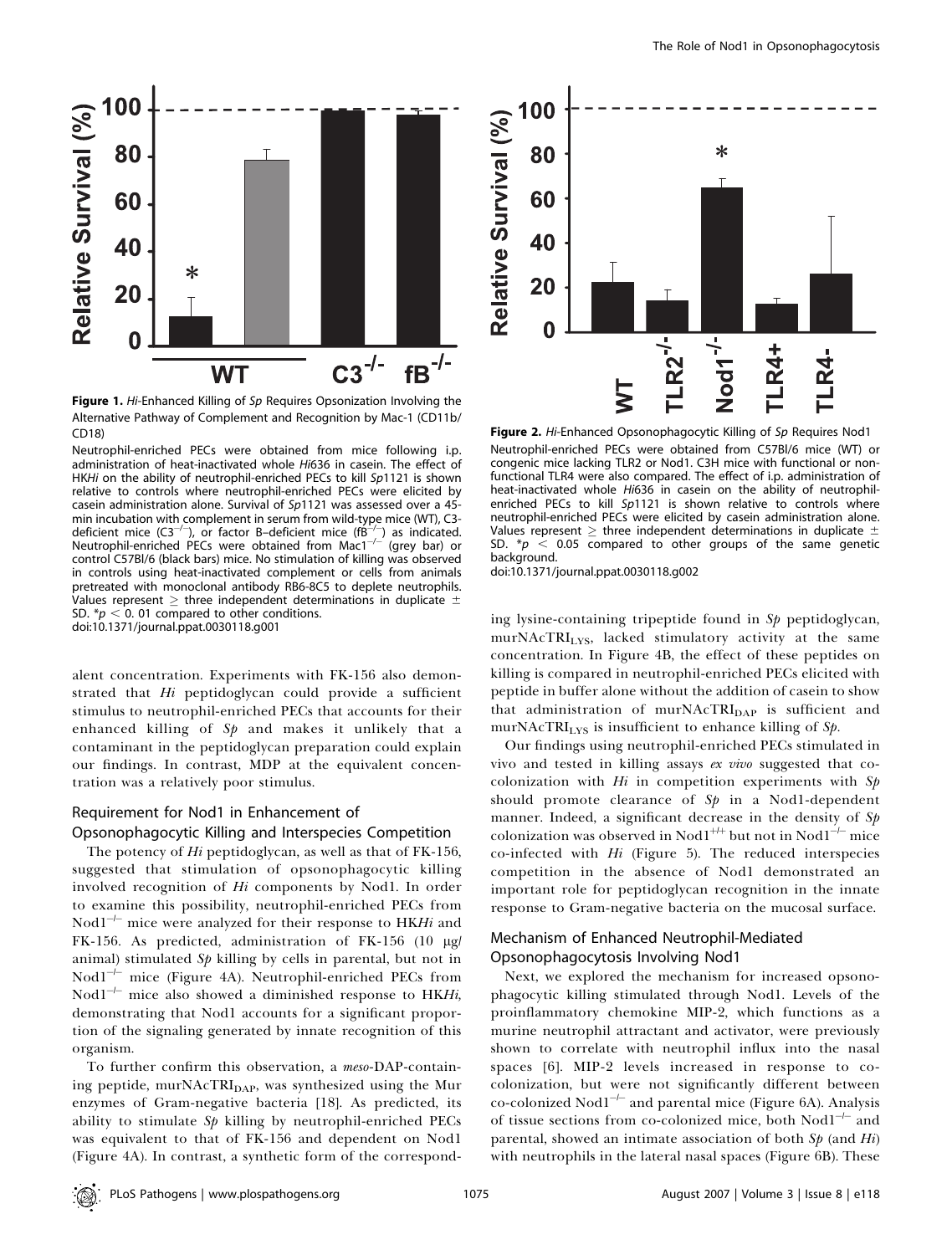**Figure 1.** *Hi*-Enhanced Killing of *Sp* Requires Opsonization Involving the Alternative Pathway of Complement and Recognition by Mac-1 (CD11b/CD18)

Neutrophil-enriched PECs were obtained from mice following i.p. administration of heat-inactivated whole *Hi*636 in casein. The effect of HK*Hi* on the ability of neutrophil-enriched PECs to kill *Sp*1121 is shown relative to controls where neutrophil-enriched PECs were elicited by casein administration alone. Survival of *Sp*1121 was assessed over a 45-min incubation with complement in serum from wild-type mice (WT), C3-deficient mice ($C3^{-/-}$), or factor B–deficient mice ($fB^{-/-}$) as indicated. Neutrophil-enriched PECs were obtained from $Mac1^{-/-}$ (grey bar) or control C57Bl/6 (black bars) mice. No stimulation of killing was observed in controls using heat-inactivated complement or cells from animals pretreated with monoclonal antibody RB6-8C5 to deplete neutrophils. Values represent ≥ three independent determinations in duplicate ± SD. $*p < 0.01$ compared to other conditions.

doi:10.1371/journal.ppat.0030118.g001

**Figure 2.** *Hi*-Enhanced Opsonophagocytic Killing of *Sp* Requires Nod1

Neutrophil-enriched PECs were obtained from C57Bl/6 mice (WT) or congenic mice lacking TLR2 or Nod1. C3H mice with functional or non-functional TLR4 were also compared. The effect of i.p. administration of heat-inactivated whole *Hi*636 in casein on the ability of neutrophil-enriched PECs to kill *Sp*1121 is shown relative to controls where neutrophil-enriched PECs were elicited by casein administration alone. Values represent ≥ three independent determinations in duplicate ± SD. $*p < 0.05$ compared to other groups of the same genetic background.

doi:10.1371/journal.ppat.0030118.g002

alent concentration. Experiments with FK-156 also demonstrated that *Hi* peptidoglycan could provide a sufficient stimulus to neutrophil-enriched PECs that accounts for their enhanced killing of *Sp* and makes it unlikely that a contaminant in the peptidoglycan preparation could explain our findings. In contrast, MDP at the equivalent concentration was a relatively poor stimulus.

## Requirement for Nod1 in Enhancement of Opsonophagocytic Killing and Interspecies Competition

The potency of *Hi* peptidoglycan, as well as that of FK-156, suggested that stimulation of opsonophagocytic killing involved recognition of *Hi* components by Nod1. In order to examine this possibility, neutrophil-enriched PECs from $Nod1^{-/-}$ mice were analyzed for their response to HK*Hi* and FK-156. As predicted, administration of FK-156 (10 μg/animal) stimulated *Sp* killing by cells in parental, but not in $Nod1^{-/-}$ mice (Figure 4A). Neutrophil-enriched PECs from $Nod1^{-/-}$ mice also showed a diminished response to HK*Hi*, demonstrating that Nod1 accounts for a significant proportion of the signaling generated by innate recognition of this organism.

To further confirm this observation, a *meso*-DAP-containing peptide, $murNAcTRI_{DAP}$, was synthesized using the Mur enzymes of Gram-negative bacteria [18]. As predicted, its ability to stimulate *Sp* killing by neutrophil-enriched PECs was equivalent to that of FK-156 and dependent on Nod1 (Figure 4A). In contrast, a synthetic form of the corresponding lysine-containing tripeptide found in *Sp* peptidoglycan, $murNAcTRI_{LYS}$, lacked stimulatory activity at the same concentration. In Figure 4B, the effect of these peptides on killing is compared in neutrophil-enriched PECs elicited with peptide in buffer alone without the addition of casein to show that administration of $murNAcTRI_{DAP}$ is sufficient and $murNAcTRI_{LYS}$ is insufficient to enhance killing of *Sp*.

Our findings using neutrophil-enriched PECs stimulated in vivo and tested in killing assays *ex vivo* suggested that co-colonization with *Hi* in competition experiments with *Sp* should promote clearance of *Sp* in a Nod1-dependent manner. Indeed, a significant decrease in the density of *Sp* colonization was observed in $Nod1^{+/+}$ but not in $Nod1^{-/-}$ mice co-infected with *Hi* (Figure 5). The reduced interspecies competition in the absence of Nod1 demonstrated an important role for peptidoglycan recognition in the innate response to Gram-negative bacteria on the mucosal surface.

## Mechanism of Enhanced Neutrophil-Mediated Opsonophagocytosis Involving Nod1

Next, we explored the mechanism for increased opsonophagocytic killing stimulated through Nod1. Levels of the proinflammatory chemokine MIP-2, which functions as a murine neutrophil attractant and activator, were previously shown to correlate with neutrophil influx into the nasal spaces [6]. MIP-2 levels increased in response to co-colonization, but were not significantly different between co-colonized $Nod1^{-/-}$ and parental mice (Figure 6A). Analysis of tissue sections from co-colonized mice, both $Nod1^{-/-}$ and parental, showed an intimate association of both *Sp* (and *Hi*) with neutrophils in the lateral nasal spaces (Figure 6B). These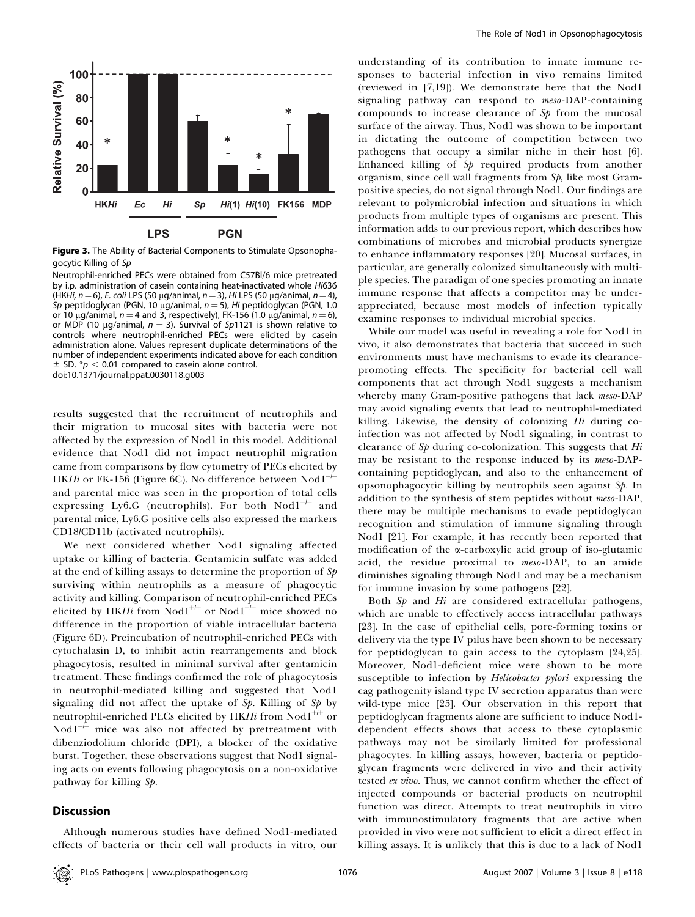**Figure 3.** The Ability of Bacterial Components to Stimulate Opsonophagocytic Killing of *Sp*

Neutrophil-enriched PECs were obtained from C57Bl/6 mice pretreated by i.p. administration of casein containing heat-inactivated whole *Hi*636 (HK*Hi*, $n = 6$), *E. coli* LPS (50 μg/animal, $n = 3$), *Hi* LPS (50 μg/animal, $n = 4$), *Sp* peptidoglycan (PGN, 10 μg/animal, $n = 5$), *Hi* peptidoglycan (PGN, 1.0 or 10 μg/animal, $n = 4$ and 3, respectively), FK-156 (1.0 μg/animal, $n = 6$), or MDP (10 μg/animal, $n = 3$). Survival of *Sp*1121 is shown relative to controls where neutrophil-enriched PECs were elicited by casein administration alone. Values represent duplicate determinations of the number of independent experiments indicated above for each condition ± SD. *$p < 0.01$ compared to casein alone control.

doi:10.1371/journal.ppat.0030118.g003

results suggested that the recruitment of neutrophils and their migration to mucosal sites with bacteria were not affected by the expression of Nod1 in this model. Additional evidence that Nod1 did not impact neutrophil migration came from comparisons by flow cytometry of PECs elicited by HK*Hi* or FK-156 (Figure 6C). No difference between Nod1$^{-/-}$ and parental mice was seen in the proportion of total cells expressing Ly6.G (neutrophils). For both Nod1$^{-/-}$ and parental mice, Ly6.G positive cells also expressed the markers CD18/CD11b (activated neutrophils).

We next considered whether Nod1 signaling affected uptake or killing of bacteria. Gentamicin sulfate was added at the end of killing assays to determine the proportion of *Sp* surviving within neutrophils as a measure of phagocytic activity and killing. Comparison of neutrophil-enriched PECs elicited by HK*Hi* from Nod1$^{+/+}$ or Nod1$^{-/-}$ mice showed no difference in the proportion of viable intracellular bacteria (Figure 6D). Preincubation of neutrophil-enriched PECs with cytochalasin D, to inhibit actin rearrangements and block phagocytosis, resulted in minimal survival after gentamicin treatment. These findings confirmed the role of phagocytosis in neutrophil-mediated killing and suggested that Nod1 signaling did not affect the uptake of *Sp*. Killing of *Sp* by neutrophil-enriched PECs elicited by HK*Hi* from Nod1$^{+/+}$ or Nod1$^{-/-}$ mice was also not affected by pretreatment with dibenziodolium chloride (DPI), a blocker of the oxidative burst. Together, these observations suggest that Nod1 signaling acts on events following phagocytosis on a non-oxidative pathway for killing *Sp*.

## Discussion

Although numerous studies have defined Nod1-mediated effects of bacteria or their cell wall products in vitro, our understanding of its contribution to innate immune responses to bacterial infection in vivo remains limited (reviewed in [7,19]). We demonstrate here that the Nod1 signaling pathway can respond to *meso*-DAP-containing compounds to increase clearance of *Sp* from the mucosal surface of the airway. Thus, Nod1 was shown to be important in dictating the outcome of competition between two pathogens that occupy a similar niche in their host [6]. Enhanced killing of *Sp* required products from another organism, since cell wall fragments from *Sp*, like most Gram-positive species, do not signal through Nod1. Our findings are relevant to polymicrobial infection and situations in which products from multiple types of organisms are present. This information adds to our previous report, which describes how combinations of microbes and microbial products synergize to enhance inflammatory responses [20]. Mucosal surfaces, in particular, are generally colonized simultaneously with multiple species. The paradigm of one species promoting an innate immune response that affects a competitor may be underappreciated, because most models of infection typically examine responses to individual microbial species.

While our model was useful in revealing a role for Nod1 in vivo, it also demonstrates that bacteria that succeed in such environments must have mechanisms to evade its clearance-promoting effects. The specificity for bacterial cell wall components that act through Nod1 suggests a mechanism whereby many Gram-positive pathogens that lack *meso*-DAP may avoid signaling events that lead to neutrophil-mediated killing. Likewise, the density of colonizing *Hi* during co-infection was not affected by Nod1 signaling, in contrast to clearance of *Sp* during co-colonization. This suggests that *Hi* may be resistant to the response induced by its *meso*-DAP-containing peptidoglycan, and also to the enhancement of opsonophagocytic killing by neutrophils seen against *Sp*. In addition to the synthesis of stem peptides without *meso*-DAP, there may be multiple mechanisms to evade peptidoglycan recognition and stimulation of immune signaling through Nod1 [21]. For example, it has recently been reported that modification of the α-carboxylic acid group of iso-glutamic acid, the residue proximal to *meso*-DAP, to an amide diminishes signaling through Nod1 and may be a mechanism for immune invasion by some pathogens [22].

Both *Sp* and *Hi* are considered extracellular pathogens, which are unable to effectively access intracellular pathways [23]. In the case of epithelial cells, pore-forming toxins or delivery via the type IV pilus have been shown to be necessary for peptidoglycan to gain access to the cytoplasm [24,25]. Moreover, Nod1-deficient mice were shown to be more susceptible to infection by *Helicobacter pylori* expressing the cag pathogenicity island type IV secretion apparatus than were wild-type mice [25]. Our observation in this report that peptidoglycan fragments alone are sufficient to induce Nod1-dependent effects shows that access to these cytoplasmic pathways may not be similarly limited for professional phagocytes. In killing assays, however, bacteria or peptidoglycan fragments were delivered in vivo and their activity tested *ex vivo*. Thus, we cannot confirm whether the effect of injected compounds or bacterial products on neutrophil function was direct. Attempts to treat neutrophils in vitro with immunostimulatory fragments that are active when provided in vivo were not sufficient to elicit a direct effect in killing assays. It is unlikely that this is due to a lack of Nod1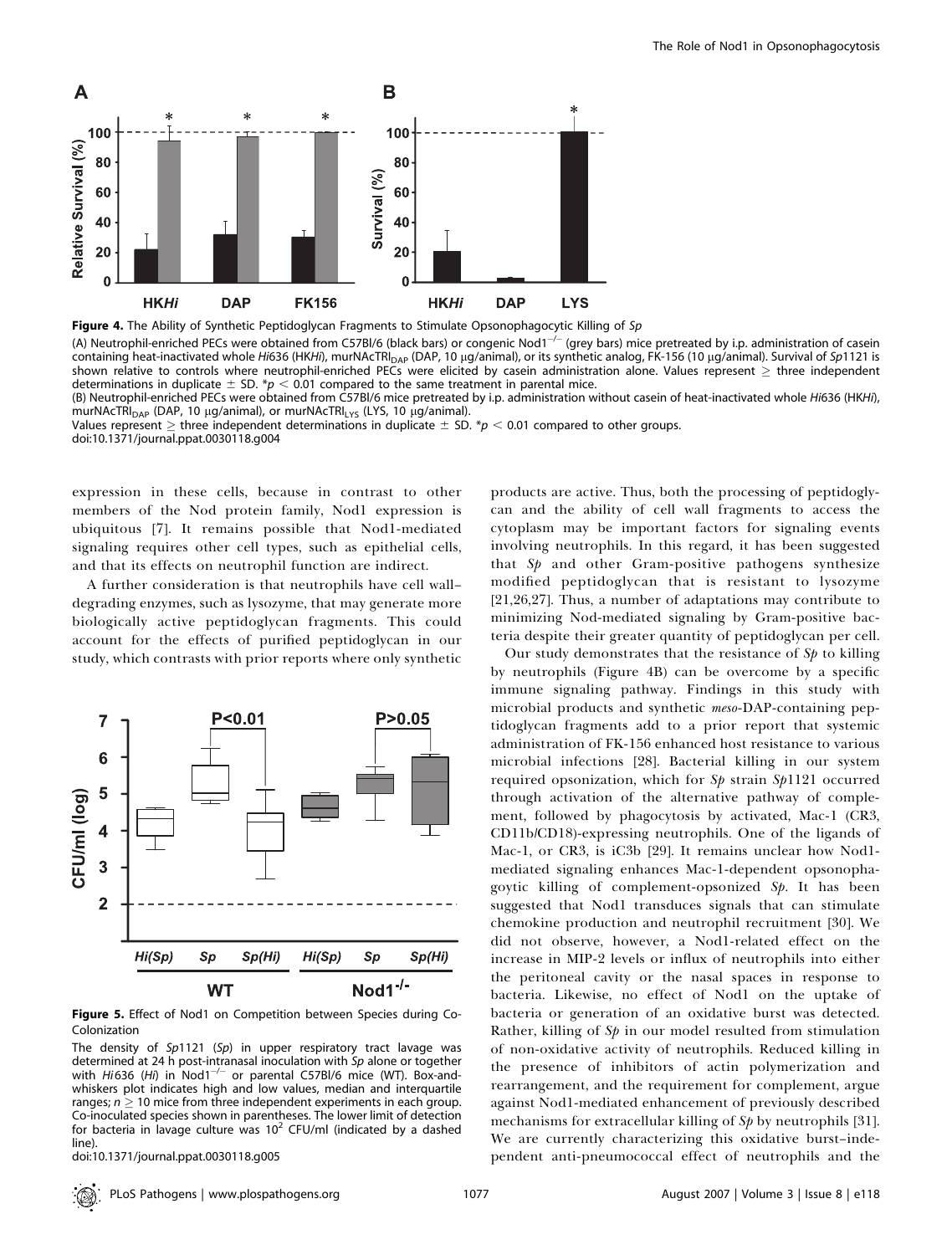**Figure 4.** The Ability of Synthetic Peptidoglycan Fragments to Stimulate Opsonophagocytic Killing of *Sp*

(A) Neutrophil-enriched PECs were obtained from C57Bl/6 (black bars) or congenic Nod1$^{-/-}$ (grey bars) mice pretreated by i.p. administration of casein containing heat-inactivated whole *Hi*636 (HK*Hi*), murNAcTRI$_{DAP}$ (DAP, 10 μg/animal), or its synthetic analog, FK-156 (10 μg/animal). Survival of *Sp*1121 is shown relative to controls where neutrophil-enriched PECs were elicited by casein administration alone. Values represent ≥ three independent determinations in duplicate ± SD. \*$p < 0.01$ compared to the same treatment in parental mice.

(B) Neutrophil-enriched PECs were obtained from C57Bl/6 mice pretreated by i.p. administration without casein of heat-inactivated whole *Hi*636 (HK*Hi*), murNAcTRI$_{DAP}$ (DAP, 10 μg/animal), or murNAcTRI$_{LYS}$ (LYS, 10 μg/animal).

Values represent ≥ three independent determinations in duplicate ± SD. \*$p < 0.01$ compared to other groups.

doi:10.1371/journal.ppat.0030118.g004

expression in these cells, because in contrast to other members of the Nod protein family, Nod1 expression is ubiquitous [7]. It remains possible that Nod1-mediated signaling requires other cell types, such as epithelial cells, and that its effects on neutrophil function are indirect.

A further consideration is that neutrophils have cell wall–degrading enzymes, such as lysozyme, that may generate more biologically active peptidoglycan fragments. This could account for the effects of purified peptidoglycan in our study, which contrasts with prior reports where only synthetic products are active. Thus, both the processing of peptidoglycan and the ability of cell wall fragments to access the cytoplasm may be important factors for signaling events involving neutrophils. In this regard, it has been suggested that *Sp* and other Gram-positive pathogens synthesize modified peptidoglycan that is resistant to lysozyme [21,26,27]. Thus, a number of adaptations may contribute to minimizing Nod-mediated signaling by Gram-positive bacteria despite their greater quantity of peptidoglycan per cell.

**Figure 5.** Effect of Nod1 on Competition between Species during Co-Colonization

The density of *Sp*1121 (*Sp*) in upper respiratory tract lavage was determined at 24 h post-intranasal inoculation with *Sp* alone or together with *Hi*636 (*Hi*) in Nod1$^{-/-}$ or parental C57Bl/6 mice (WT). Box-and-whiskers plot indicates high and low values, median and interquartile ranges; $n \geq 10$ mice from three independent experiments in each group. Co-inoculated species shown in parentheses. The lower limit of detection for bacteria in lavage culture was $10^2$ CFU/ml (indicated by a dashed line).

doi:10.1371/journal.ppat.0030118.g005

Our study demonstrates that the resistance of *Sp* to killing by neutrophils (Figure 4B) can be overcome by a specific immune signaling pathway. Findings in this study with microbial products and synthetic *meso*-DAP-containing peptidoglycan fragments add to a prior report that systemic administration of FK-156 enhanced host resistance to various microbial infections [28]. Bacterial killing in our system required opsonization, which for *Sp* strain *Sp*1121 occurred through activation of the alternative pathway of complement, followed by phagocytosis by activated, Mac-1 (CR3, CD11b/CD18)-expressing neutrophils. One of the ligands of Mac-1, or CR3, is iC3b [29]. It remains unclear how Nod1-mediated signaling enhances Mac-1-dependent opsonophagoytic killing of complement-opsonized *Sp*. It has been suggested that Nod1 transduces signals that can stimulate chemokine production and neutrophil recruitment [30]. We did not observe, however, a Nod1-related effect on the increase in MIP-2 levels or influx of neutrophils into either the peritoneal cavity or the nasal spaces in response to bacteria. Likewise, no effect of Nod1 on the uptake of bacteria or generation of an oxidative burst was detected. Rather, killing of *Sp* in our model resulted from stimulation of non-oxidative activity of neutrophils. Reduced killing in the presence of inhibitors of actin polymerization and rearrangement, and the requirement for complement, argue against Nod1-mediated enhancement of previously described mechanisms for extracellular killing of *Sp* by neutrophils [31]. We are currently characterizing this oxidative burst–independent anti-pneumococcal effect of neutrophils and the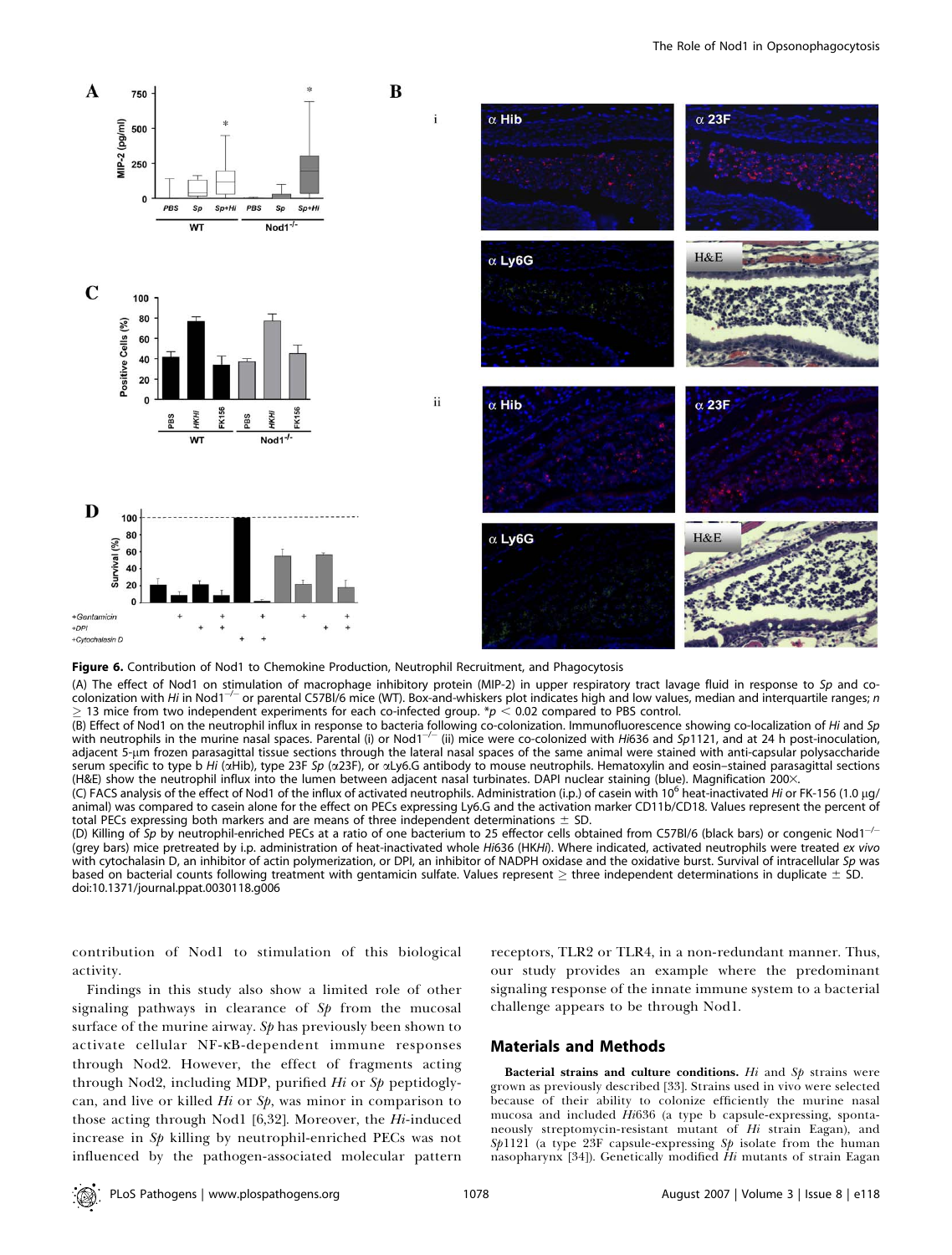**Figure 6.** Contribution of Nod1 to Chemokine Production, Neutrophil Recruitment, and Phagocytosis

(A) The effect of Nod1 on stimulation of macrophage inhibitory protein (MIP-2) in upper respiratory tract lavage fluid in response to *Sp* and co-colonization with *Hi* in Nod1$^{-/-}$ or parental C57Bl/6 mice (WT). Box-and-whiskers plot indicates high and low values, median and interquartile ranges; $n \geq 13$ mice from two independent experiments for each co-infected group. \*$p < 0.02$ compared to PBS control.

(B) Effect of Nod1 on the neutrophil influx in response to bacteria following co-colonization. Immunofluorescence showing co-localization of *Hi* and *Sp* with neutrophils in the murine nasal spaces. Parental (i) or Nod1$^{-/-}$ (ii) mice were co-colonized with *Hi*636 and *Sp*1121, and at 24 h post-inoculation, adjacent 5-μm frozen parasagittal tissue sections through the lateral nasal spaces of the same animal were stained with anti-capsular polysaccharide serum specific to type b *Hi* (αHib), type 23F *Sp* (α23F), or αLy6.G antibody to mouse neutrophils. Hematoxylin and eosin–stained parasagittal sections (H&E) show the neutrophil influx into the lumen between adjacent nasal turbinates. DAPI nuclear staining (blue). Magnification 200×.

(C) FACS analysis of the effect of Nod1 of the influx of activated neutrophils. Administration (i.p.) of casein with $10^6$ heat-inactivated *Hi* or FK-156 (1.0 μg/animal) was compared to casein alone for the effect on PECs expressing Ly6.G and the activation marker CD11b/CD18. Values represent the percent of total PECs expressing both markers and are means of three independent determinations ± SD.

(D) Killing of *Sp* by neutrophil-enriched PECs at a ratio of one bacterium to 25 effector cells obtained from C57Bl/6 (black bars) or congenic Nod1$^{-/-}$ (grey bars) mice pretreated by i.p. administration of heat-inactivated whole *Hi*636 (HK*Hi*). Where indicated, activated neutrophils were treated *ex vivo* with cytochalasin D, an inhibitor of actin polymerization, or DPI, an inhibitor of NADPH oxidase and the oxidative burst. Survival of intracellular *Sp* was based on bacterial counts following treatment with gentamicin sulfate. Values represent ≥ three independent determinations in duplicate ± SD.

doi:10.1371/journal.ppat.0030118.g006

contribution of Nod1 to stimulation of this biological activity.

Findings in this study also show a limited role of other signaling pathways in clearance of *Sp* from the mucosal surface of the murine airway. *Sp* has previously been shown to activate cellular NF-κB-dependent immune responses through Nod2. However, the effect of fragments acting through Nod2, including MDP, purified *Hi* or *Sp* peptidoglycan, and live or killed *Hi* or *Sp*, was minor in comparison to those acting through Nod1 [6,32]. Moreover, the *Hi*-induced increase in *Sp* killing by neutrophil-enriched PECs was not influenced by the pathogen-associated molecular pattern receptors, TLR2 or TLR4, in a non-redundant manner. Thus, our study provides an example where the predominant signaling response of the innate immune system to a bacterial challenge appears to be through Nod1.

## Materials and Methods

**Bacterial strains and culture conditions.** *Hi* and *Sp* strains were grown as previously described [33]. Strains used in vivo were selected because of their ability to colonize efficiently the murine nasal mucosa and included *Hi*636 (a type b capsule-expressing, spontaneously streptomycin-resistant mutant of *Hi* strain Eagan), and *Sp*1121 (a type 23F capsule-expressing *Sp* isolate from the human nasopharynx [34]). Genetically modified *Hi* mutants of strain Eagan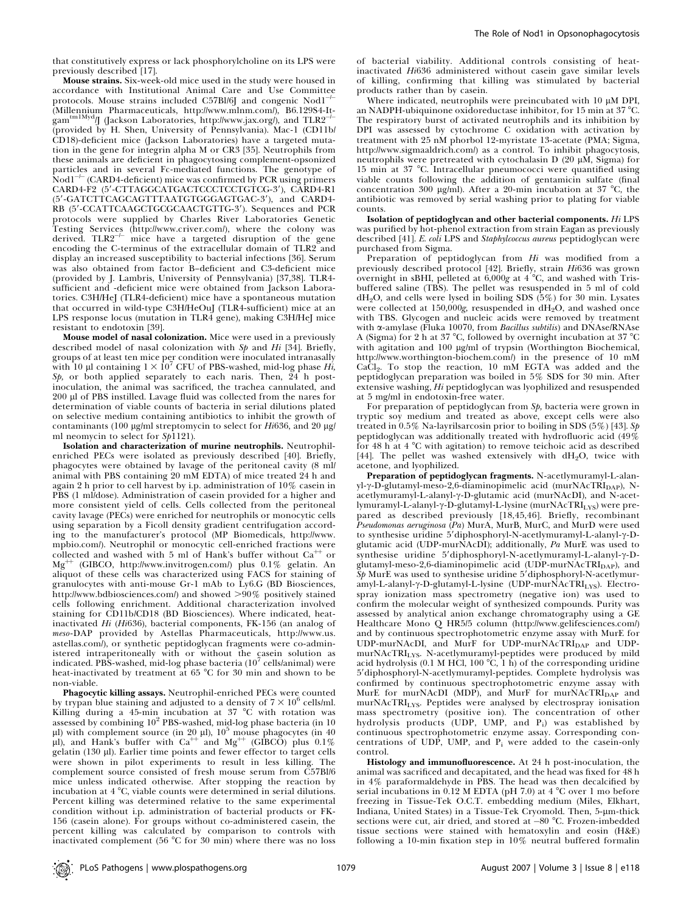that constitutively express or lack phosphorylcholine on its LPS were previously described [17].

**Mouse strains.** Six-week-old mice used in the study were housed in accordance with Institutional Animal Care and Use Committee protocols. Mouse strains included C57Bl/6J and congenic Nod1$^{-/-}$ (Millennium Pharmaceuticals, http://www.mlnm.com/), B6.129S4-Itgam$^{tm1Myd}$/J (Jackson Laboratories, http://www.jax.org/), and TLR2$^{-/-}$ (provided by H. Shen, University of Pennsylvania). Mac-1 (CD11b/CD18)-deficient mice (Jackson Laboratories) have a targeted mutation in the gene for integrin alpha M or CR3 [35]. Neutrophils from these animals are deficient in phagocytosing complement-opsonized particles and in several Fc-mediated functions. The genotype of Nod1$^{-/-}$ (CARD4-deficient) mice was confirmed by PCR using primers CARD4-F2 (5′-CTTAGGCATGACTCCCTCCTGTCG-3′), CARD4-R1 (5′-GATCTTCAGCAGTTTAATGTGGGAGTGAC-3′), and CARD4-RB (5′-CCATTCAAGCTGCGCAACTGTTG-3′). Sequences and PCR protocols were supplied by Charles River Laboratories Genetic Testing Services (http://www.criver.com/), where the colony was derived. TLR2$^{-/-}$ mice have a targeted disruption of the gene encoding the C-terminus of the extracellular domain of TLR2 and display an increased susceptibility to bacterial infections [36]. Serum was also obtained from factor B–deficient and C3-deficient mice (provided by J. Lambris, University of Pennsylvania) [37,38]. TLR4-sufficient and -deficient mice were obtained from Jackson Laboratories. C3H/HeJ (TLR4-deficient) mice have a spontaneous mutation that occurred in wild-type C3H/HeOuJ (TLR4-sufficient) mice at an LPS response locus (mutation in TLR4 gene), making C3H/HeJ mice resistant to endotoxin [39].

**Mouse model of nasal colonization.** Mice were used in a previously described model of nasal colonization with *Sp* and *Hi* [34]. Briefly, groups of at least ten mice per condition were inoculated intranasally with 10 μl containing $1 \times 10^7$ CFU of PBS-washed, mid-log phase *Hi*, *Sp*, or both applied separately to each naris. Then, 24 h post-inoculation, the animal was sacrificed, the trachea cannulated, and 200 μl of PBS instilled. Lavage fluid was collected from the nares for determination of viable counts of bacteria in serial dilutions plated on selective medium containing antibiotics to inhibit the growth of contaminants (100 μg/ml streptomycin to select for *Hi*636, and 20 μg/ml neomycin to select for *Sp*1121).

**Isolation and characterization of murine neutrophils.** Neutrophil-enriched PECs were isolated as previously described [40]. Briefly, phagocytes were obtained by lavage of the peritoneal cavity (8 ml/animal with PBS containing 20 mM EDTA) of mice treated 24 h and again 2 h prior to cell harvest by i.p. administration of 10% casein in PBS (1 ml/dose). Administration of casein provided for a higher and more consistent yield of cells. Cells collected from the peritoneal cavity lavage (PECs) were enriched for neutrophils or monocytic cells using separation by a Ficoll density gradient centrifugation according to the manufacturer's protocol (MP Biomedicals, http://www.mpbio.com/). Neutrophil or monocytic cell-enriched fractions were collected and washed with 5 ml of Hank's buffer without $Ca^{++}$ or $Mg^{++}$ (GIBCO, http://www.invitrogen.com/) plus 0.1% gelatin. An aliquot of these cells was characterized using FACS for staining of granulocytes with anti-mouse Gr-1 mAb to Ly6.G (BD Biosciences, http://www.bdbiosciences.com/) and showed >90% positively stained cells following enrichment. Additional characterization involved staining for CD11b/CD18 (BD Biosciences). Where indicated, heat-inactivated *Hi* (*Hi*636), bacterial components, FK-156 (an analog of *meso*-DAP provided by Astellas Pharmaceuticals, http://www.us.astellas.com/), or synthetic peptidoglycan fragments were co-administered intraperitoneally with or without the casein solution as indicated. PBS-washed, mid-log phase bacteria ($10^7$ cells/animal) were heat-inactivated by treatment at 65 °C for 30 min and shown to be non-viable.

**Phagocytic killing assays.** Neutrophil-enriched PECs were counted by trypan blue staining and adjusted to a density of $7 \times 10^6$ cells/ml. Killing during a 45-min incubation at 37 °C with rotation was assessed by combining $10^2$ PBS-washed, mid-log phase bacteria (in 10 μl) with complement source (in 20 μl), $10^5$ mouse phagocytes (in 40 μl), and Hank's buffer with $Ca^{++}$ and $Mg^{++}$ (GIBCO) plus 0.1% gelatin (130 μl). Earlier time points and fewer effector to target cells were shown in pilot experiments to result in less killing. The complement source consisted of fresh mouse serum from C57Bl/6 mice unless indicated otherwise. After stopping the reaction by incubation at 4 °C, viable counts were determined in serial dilutions. Percent killing was determined relative to the same experimental condition without i.p. administration of bacterial products or FK-156 (casein alone). For groups without co-administered casein, the percent killing was calculated by comparison to controls with inactivated complement (56 °C for 30 min) where there was no loss of bacterial viability. Additional controls consisting of heat-inactivated *Hi*636 administered without casein gave similar levels of killing, confirming that killing was stimulated by bacterial products rather than by casein.

Where indicated, neutrophils were preincubated with 10 μM DPI, an NADPH-ubiquinone oxidoreductase inhibitor, for 15 min at 37 °C. The respiratory burst of activated neutrophils and its inhibition by DPI was assessed by cytochrome C oxidation with activation by treatment with 25 nM phorbol 12-myristate 13-acetate (PMA; Sigma, http://www.sigmaaldrich.com/) as a control. To inhibit phagocytosis, neutrophils were pretreated with cytochalasin D (20 μM, Sigma) for 15 min at 37 °C. Intracellular pneumococci were quantified using viable counts following the addition of gentamicin sulfate (final concentration 300 μg/ml). After a 20-min incubation at 37 °C, the antibiotic was removed by serial washing prior to plating for viable counts.

**Isolation of peptidoglycan and other bacterial components.** *Hi* LPS was purified by hot-phenol extraction from strain Eagan as previously described [41]. *E. coli* LPS and *Staphylcoccus aureus* peptidoglycan were purchased from Sigma.

Preparation of peptidoglycan from *Hi* was modified from a previously described protocol [42]. Briefly, strain *Hi*636 was grown overnight in sBHI, pelleted at 6,000*g* at 4 °C, and washed with Tris-buffered saline (TBS). The pellet was resuspended in 5 ml of cold $dH_2O$, and cells were lysed in boiling SDS (5%) for 30 min. Lysates were collected at 150,000*g*, resuspended in $dH_2O$, and washed once with TBS. Glycogen and nucleic acids were removed by treatment with α-amylase (Fluka 10070, from *Bacillus subtilis*) and DNAse/RNAse A (Sigma) for 2 h at 37 °C, followed by overnight incubation at 37 °C with agitation and 100 μg/ml of trypsin (Worthington Biochemical, http://www.worthington-biochem.com/) in the presence of 10 mM $CaCl_2$. To stop the reaction, 10 mM EGTA was added and the peptidoglycan preparation was boiled in 5% SDS for 30 min. After extensive washing, *Hi* peptidoglycan was lyophilized and resuspended at 5 mg/ml in endotoxin-free water.

For preparation of peptidoglycan from *Sp*, bacteria were grown in tryptic soy medium and treated as above, except cells were also treated in 0.5% Na-layrilsarcosin prior to boiling in SDS (5%) [43]. *Sp* peptidoglycan was additionally treated with hydrofluoric acid (49% for 48 h at 4 °C with agitation) to remove teichoic acid as described [44]. The pellet was washed extensively with $dH_2O$, twice with acetone, and lyophilized.

**Preparation of peptidoglycan fragments.** N-acetlymuramyl-L-alanyl-γ-D-glutamyl-meso-2,6-diaminopimelic acid (murNAcTRI$_{DAP}$), N-acetlymuramyl-L-alanyl-γ-D-glutamic acid (murNAcDI), and N-acetlymuramyl-L-alanyl-γ-D-glutamyl-L-lysine (murNAcTRI$_{LYS}$) were prepared as described previously [18,45,46]. Briefly, recombinant *Pseudomonas aeruginosa* (*Pa*) MurA, MurB, MurC, and MurD were used to synthesise uridine 5′diphosphoryl-N-acetlymuramyl-L-alanyl-γ-D-glutamic acid (UDP-murNAcDI); additionally, *Pa* MurE was used to synthesise uridine 5′diphosphoryl-N-acetlymuramyl-L-alanyl-γ-D-glutamyl-meso-2,6-diaminopimelic acid (UDP-murNAcTRI$_{DAP}$), and *Sp* MurE was used to synthesize uridine 5′diphosphoryl-N-acetlymuramyl-L-alanyl-γ-D-glutamyl-L-lysine (UDP-murNAcTRI$_{LYS}$). Electrospray ionization mass spectrometry (negative ion) was used to confirm the molecular weight of synthesized compounds. Purity was assessed by analytical anion exchange chromatography using a GE Healthcare Mono Q HR5/5 column (http://www.gelifesciences.com/) and by continuous spectrophotometric enzyme assay with MurE for UDP-murNAcDI, and MurF for UDP-murNAcTRI$_{DAP}$ and UDP-murNAcTRI$_{LYS}$. N-acetlymuramyl-peptides were produced by mild acid hydrolysis (0.1 M HCl, 100 °C, 1 h) of the corresponding uridine 5′diphosphoryl-N-acetlymuramyl-peptides. Complete hydrolysis was confirmed by continuous spectrophotometric enzyme assay with MurE for murNAcDI (MDP), and MurF for murNAcTRI$_{DAP}$ and murNAcTRI$_{LYS}$. Peptides were analysed by electrospray ionisation mass spectrometry (positive ion). The concentration of other hydrolysis products (UDP, UMP, and $P_i$) was established by continuous spectrophotometric enzyme assay. Corresponding concentrations of UDP, UMP, and $P_i$ were added to the casein-only control.

**Histology and immunofluorescence.** At 24 h post-inoculation, the animal was sacrificed and decapitated, and the head was fixed for 48 h in 4% paraformaldehyde in PBS. The head was then decalcified by serial incubations in 0.12 M EDTA (pH 7.0) at 4 °C over 1 mo before freezing in Tissue-Tek O.C.T. embedding medium (Miles, Elkhart, Indiana, United States) in a Tissue-Tek Cryomold. Then, 5-μm-thick sections were cut, air dried, and stored at −80 °C. Frozen-imbedded tissue sections were stained with hematoxylin and eosin (H&E) following a 10-min fixation step in 10% neutral buffered formalin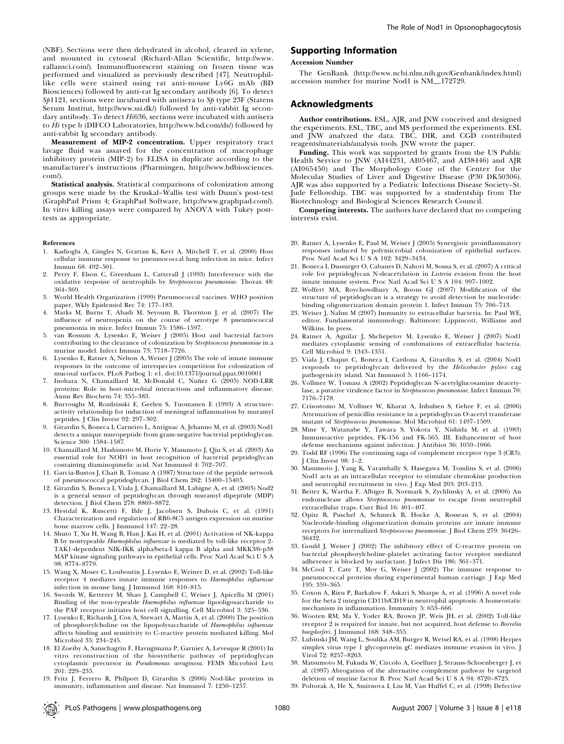(NBF). Sections were then dehydrated in alcohol, cleared in xylene, and mounted in cytoseal (Richard-Allan Scientific, http://www.rallansci.com/). Immunofluorescent staining on frozen tissue was performed and visualized as previously described [47]. Neutrophil-like cells were stained using rat anti-mouse Ly6G mAb (BD Biosciences) followed by anti-rat Ig secondary antibody [6]. To detect *Sp*1121, sections were incubated with antisera to *Sp* type 23F (Statens Serum Institut, http://www.ssi.dk/) followed by anti-rabbit Ig secondary antibody. To detect *Hi*636, sections were incubated with antisera to *Hi* type b (DIFCO Laboratories, http://www.bd.com/ds/) followed by anti-rabbit Ig secondary antibody.

**Measurement of MIP-2 concentration.** Upper respiratory tract lavage fluid was assayed for the concentration of macrophage inhibitory protein (MIP-2) by ELISA in duplicate according to the manufacturer's instructions (Pharmingen, http://www.bdbiosciences.com/).

**Statistical analysis.** Statistical comparisons of colonization among groups were made by the Kruskal–Wallis test with Dunn's post-test (GraphPad Prism 4; GraphPad Software, http://www.graphpad.com/). In vitro killing assays were compared by ANOVA with Tukey post-tests as appropriate.

## Supporting Information

**Accession Number**

The GenBank (http://www.ncbi.nlm.nih.gov/Genbank/index.html) accession number for murine Nod1 is NM__172729.

## Acknowledgments

**Author contributions.** ESL, AJR, and JNW conceived and designed the experiments. ESL, TBC, and MS performed the experiments. ESL and JNW analyzed the data. TBC, DIR, and CGD contributed reagents/materials/analysis tools. JNW wrote the paper.

**Funding.** This work was supported by grants from the US Public Health Service to JNW (AI44231, AI05467, and AI38446) and AJR (AI065450) and The Morphology Core of the Center for the Molecular Studies of Liver and Digestive Disease (P30 DK50306). AJR was also supported by a Pediatric Infectious Disease Society–St. Jude Fellowship. TBC was supported by a studentship from The Biotechnology and Biological Sciences Research Council.

**Competing interests.** The authors have declared that no competing interests exist.

### References

1. Kadioglu A, Gingles N, Grattan K, Kerr A, Mitchell T, et al. (2000) Host cellular immune response to pneumococcal lung infection in mice. Infect Immun 68: 492–501.
2. Perry F, Elson C, Greenham L, Catterall J (1993) Interference with the oxidative response of neutrophils by *Streptococcus pneumoniae*. Thorax 48: 364–369.
3. World Health Organization (1999) Pneumococcal vaccines. WHO position paper. Wkly Epidemiol Rec 74: 177–183.
4. Marks M, Burns T, Abadi M, Seyoum B, Thornton J, et al. (2007) The influence of neutropenia on the course of serotype 8 pneumococcal pneumonia in mice. Infect Immun 75: 1586–1597.
5. van Rossum A, Lysenko E, Weiser J (2005) Host and bacterial factors contributing to the clearance of colonization by *Streptococcus pneumoniae* in a murine model. Infect Immun 73: 7718–7726.
6. Lysenko E, Ratner A, Nelson A, Weiser J (2005) The role of innate immune responses in the outcome of interspecies competition for colonization of mucosal surfaces. PLoS Pathog 1: e1. doi:10.1371/journal.ppat.0010001
7. Inohara N, Chamaillard M, McDonald C, Nuñez G (2005) NOD-LRR proteins: Role in host-microbial interactions and inflammatory disease. Annu Rev Biochem 74: 355–383.
8. Burroughs M, Rozdzinski E, Geelen S, Tuomanen E (1993) A structure-activity relationship for induction of meningeal inflammation by muramyl peptides. J Clin Invest 92: 297–302.
9. Girardin S, Boneca I, Carneiro L, Antignac A, Jehanno M, et al. (2003) Nod1 detects a unique muropeptide from gram-negative bacterial peptidoglycan. Science 300: 1584–1587.
10. Chamaillard M, Hashimoto M, Horie Y, Masumoto J, Qiu S, et al. (2003) An essential role for NOD1 in host recognition of bacterial peptidoglycan containing diaminopimelic acid. Nat Immunol 4: 702–707.
11. Garcia-Bustos J, Chait B, Tomasz A (1987) Structure of the peptide network of pneumococcal peptidoglycan. J Biol Chem 262: 15400–15405.
12. Girardin S, Boneca I, Viala J, Chamaillard M, Labigne A, et al. (2003) Nod2 is a general sensor of peptidoglycan through muramyl dipeptide (MDP) detection. J Biol Chem 278: 8869–8872.
13. Hestdal K, Ruscetti F, Ihle J, Jacobsen S, Dubois C, et al. (1991) Characterization and regulation of RB6-8C5 antigen expression on murine bone marrow cells. J Immunol 147: 22–28.
14. Shuto T, Xu H, Wang B, Han J, Kai H, et al. (2001) Activation of NK-kappa B by nontypeable *Haemophilus influenzae* is mediated by toll-like receptor 2-TAK1-dependent NIK-IKK alpha/beta-I kappa B alpha and MKK3/6-p38 MAP kinase signaling pathways in epithelial cells. Proc Natl Acad Sci U S A 98: 8774–8779.
15. Wang X, Moser C, Louboutin J, Lysenko E, Weiner D, et al. (2002) Toll-like receptor 4 mediates innate immune responses to *Haemophilus influenzae* infection in mouse lung. J Immunol 168: 810–815.
16. Swords W, Ketterer M, Shao J, Campbell C, Weiser J, Apicella M (2001) Binding of the non-typeable *Haemophilus influenzae* lipooligosaccharide to the PAF receptor initiates host cell signalling. Cell Microbiol 3: 525–536.
17. Lysenko E, Richards J, Cox A, Stewart A, Martin A, et al. (2000) The position of phosphorylcholine on the lipopolysaccharide of *Haemophilus influenzae* affects binding and sensitivity to C-reactive protein mediated killing. Mol Microbiol 35: 234–245.
18. El Zoeiby A, Sanschagrin F, Havugimana P, Garnier A, Levesque R (2001) In vitro reconstruction of the biosynthetic pathway of peptidoglycan cytoplasmic precursor in *Pseudomonas aeruginosa*. FEMS Microbiol Lett 201: 229–235.
19. Fritz J, Ferrero R, Philpott D, Girardin S (2006) Nod-like proteins in immunity, inflammation and disease. Nat Immunol 7: 1250–1257.
20. Ratner A, Lysenko E, Paul M, Weiser J (2005) Synergistic proinflammatory responses induced by polymicrobial colonization of epithelial surfaces. Proc Natl Acad Sci U S A 102: 3429–3434.
21. Boneca I, Dussurget O, Cabanes D, Nahori M, Sousa S, et al. (2007) A critical role for peptidoglycan N-deacetylation in *Listeria* evasion from the host innate immune system. Proc Natl Acad Sci U S A 104: 997–1002.
22. Wolfert MA, Roychowdhury A, Boons GJ (2007) Modification of the structure of peptidoglycan is a strategy to avoid detection by nucleotide-binding oligomerization domain protein 1. Infect Immun 75: 706–713.
23. Weiser J, Nahm M (2007) Immunity to extracellular bacteria. In: Paul WE, editor. Fundamental immunology. Baltimore: Lippincott, Williams and Wilkins. In press.
24. Ratner A, Aguilar J, Shchepetov M, Lysenko E, Weiser J (2007) Nod1 mediates cytoplasmic sensing of combinations of extracellular bacteria. Cell Microbiol 9: 1343–1351.
25. Viala J, Chaput C, Boneca I, Cardona A, Girardin S, et al. (2004) Nod1 responds to peptidoglycan delivered by the *Helicobacter pylori* cag pathogenicity island. Nat Immunol 5: 1166–1174.
26. Vollmer W, Tomasz A (2002) Peptidoglycan N-acetylglucosamine deacetylase, a putative virulence factor in *Streptococcus pneumoniae*. Infect Immun 70: 7176–7178.
27. Crisostomo M, Vollmer W, Kharat A, Inhulsen S, Gehre F, et al. (2006) Attenuation of penicillin resistance in a peptidoglycan O-acetyl transferase mutant of *Streptococcus pneumoniae*. Mol Microbiol 61: 1497–1509.
28. Mine Y, Watanabe Y, Tawara S, Yokota Y, Nishida M, et al. (1983) Immunoactive peptides, FK-156 and FK-565. III. Enhancement of host defense mechanisms against infection. J Antibiot 36: 1059–1066.
29. Todd RF (1996) The continuing saga of complement receptor type 3 (CR3). J Clin Invest 98: 1–2.
30. Masumoto J, Yang K, Varambally S, Hasegawa M, Tomlins S, et al. (2006) Nod1 acts as an intracellular receptor to stimulate chemokine production and neutrophil recruitment in vivo. J Exp Med 203: 203–213.
31. Beiter K, Wartha F, Albiger B, Normark S, Zychlinsky A, et al. (2006) An endonuclease allows *Streptococcus pneumoniae* to escape from neutrophil extracellular traps. Curr Biol 16: 401–407.
32. Opitz B, Puschel A, Schmeck B, Hocke A, Rosseau S, et al. (2004) Nucleotide-binding oligomerization domain proteins are innate immune receptors for internalized *Streptococcus pneumoniae*. J Biol Chem 279: 36426–36432.
33. Gould J, Weiser J (2002) The inhibitory effect of C-reactive protein on bacterial phosphorylcholine-platelet activating factor receptor mediated adherence is blocked by surfactant. J Infect Dis 186: 361–371.
34. McCool T, Cate T, Moy G, Weiser J (2002) The immune response to pneumococcal proteins during experimental human carriage. J Exp Med 195: 359–365.
35. Coxon A, Rieu P, Barkalow F, Askari S, Sharpe A, et al. (1996) A novel role for the beta 2 integrin CD11b/CD18 in neutrophil apoptosis: A homeostatic mechanism in inflammation. Immunity 5: 653–666.
36. Wooten RM, Ma Y, Yoder RA, Brown JP, Weis JH, et al. (2002) Toll-like receptor 2 is required for innate, but not acquired, host defense to *Borrelia burgdorferi*. J Immunol 168: 348–355.
37. Lubinski JM, Wang L, Soulika AM, Burger R, Wetsel RA, et al. (1998) Herpes simplex virus type 1 glycoprotein gC mediates immune evasion in vivo. J Virol 72: 8257–8263.
38. Matsumoto M, Fukuda W, Circolo A, Goellner J, Strauss-Schoenberger J, et al. (1997) Abrogation of the alternative complement pathway by targeted deletion of murine factor B. Proc Natl Acad Sci U S A 94: 8720–8725.
39. Poltorak A, He X, Smirnova I, Liu M, Van Huffel C, et al. (1998) Defective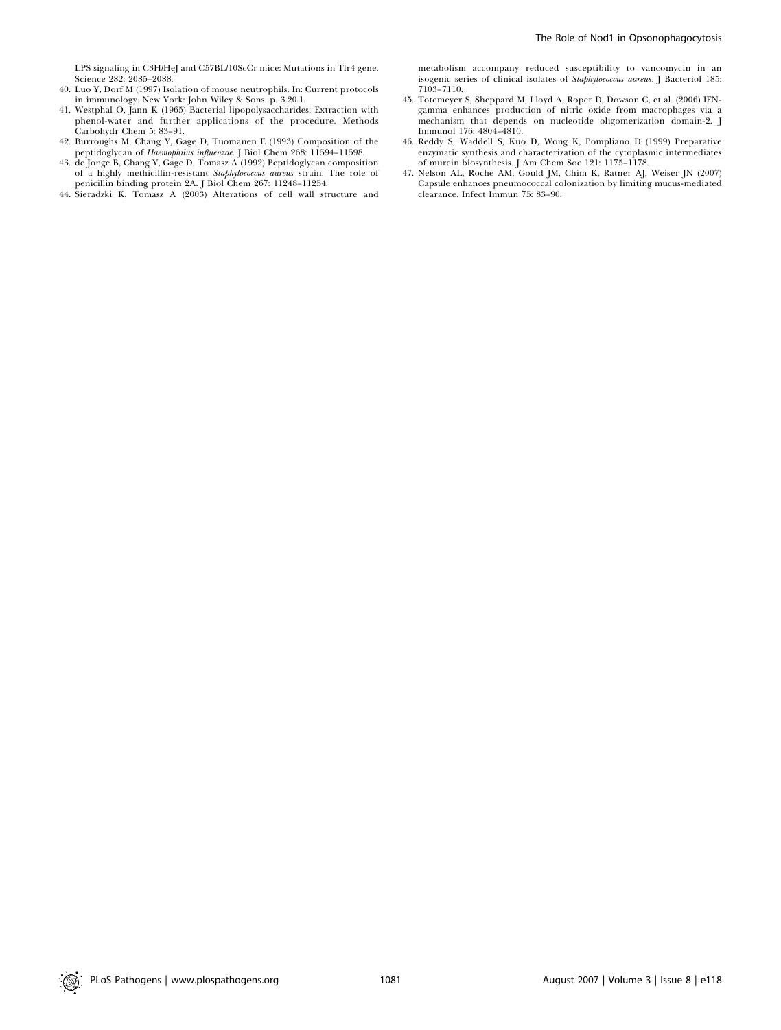LPS signaling in C3H/HeJ and C57BL/10ScCr mice: Mutations in Tlr4 gene. Science 282: 2085–2088.

40. Luo Y, Dorf M (1997) Isolation of mouse neutrophils. In: Current protocols in immunology. New York: John Wiley & Sons. p. 3.20.1.
41. Westphal O, Jann K (1965) Bacterial lipopolysaccharides: Extraction with phenol-water and further applications of the procedure. Methods Carbohydr Chem 5: 83–91.
42. Burroughs M, Chang Y, Gage D, Tuomanen E (1993) Composition of the peptidoglycan of *Haemophilus influenzae*. J Biol Chem 268: 11594–11598.
43. de Jonge B, Chang Y, Gage D, Tomasz A (1992) Peptidoglycan composition of a highly methicillin-resistant *Staphylococcus aureus* strain. The role of penicillin binding protein 2A. J Biol Chem 267: 11248–11254.
44. Sieradzki K, Tomasz A (2003) Alterations of cell wall structure and metabolism accompany reduced susceptibility to vancomycin in an isogenic series of clinical isolates of *Staphylococcus aureus*. J Bacteriol 185: 7103–7110.
45. Totemeyer S, Sheppard M, Lloyd A, Roper D, Dowson C, et al. (2006) IFN-gamma enhances production of nitric oxide from macrophages via a mechanism that depends on nucleotide oligomerization domain-2. J Immunol 176: 4804–4810.
46. Reddy S, Waddell S, Kuo D, Wong K, Pompliano D (1999) Preparative enzymatic synthesis and characterization of the cytoplasmic intermediates of murein biosynthesis. J Am Chem Soc 121: 1175–1178.
47. Nelson AL, Roche AM, Gould JM, Chim K, Ratner AJ, Weiser JN (2007) Capsule enhances pneumococcal colonization by limiting mucus-mediated clearance. Infect Immun 75: 83–90.